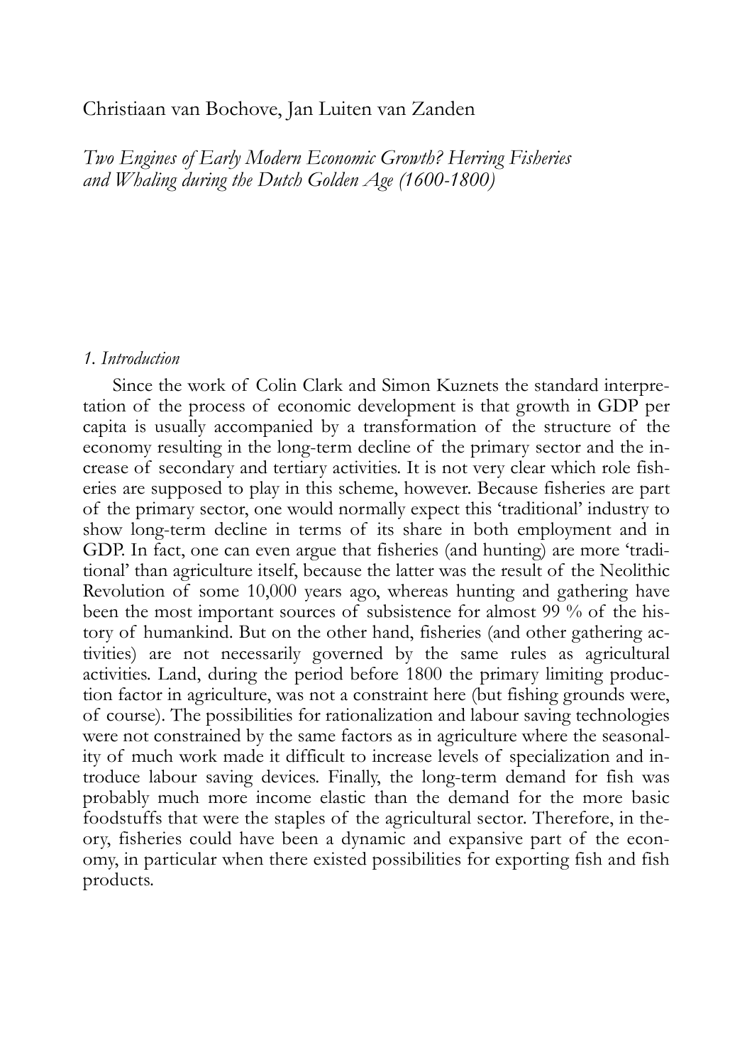Christiaan van Bochove, Jan Luiten van Zanden

# *Two Engines of Early Modern Economic Growth? Herring Fisheries and Whaling during the Dutch Golden Age (1600-1800)*

## *1. Introduction*

Since the work of Colin Clark and Simon Kuznets the standard interpretation of the process of economic development is that growth in GDP per capita is usually accompanied by a transformation of the structure of the economy resulting in the long-term decline of the primary sector and the increase of secondary and tertiary activities. It is not very clear which role fisheries are supposed to play in this scheme, however. Because fisheries are part of the primary sector, one would normally expect this 'traditional' industry to show long-term decline in terms of its share in both employment and in GDP. In fact, one can even argue that fisheries (and hunting) are more 'traditional' than agriculture itself, because the latter was the result of the Neolithic Revolution of some 10,000 years ago, whereas hunting and gathering have been the most important sources of subsistence for almost 99 % of the history of humankind. But on the other hand, fisheries (and other gathering activities) are not necessarily governed by the same rules as agricultural activities. Land, during the period before 1800 the primary limiting production factor in agriculture, was not a constraint here (but fishing grounds were, of course). The possibilities for rationalization and labour saving technologies were not constrained by the same factors as in agriculture where the seasonality of much work made it difficult to increase levels of specialization and introduce labour saving devices. Finally, the long-term demand for fish was probably much more income elastic than the demand for the more basic foodstuffs that were the staples of the agricultural sector. Therefore, in theory, fisheries could have been a dynamic and expansive part of the economy, in particular when there existed possibilities for exporting fish and fish products.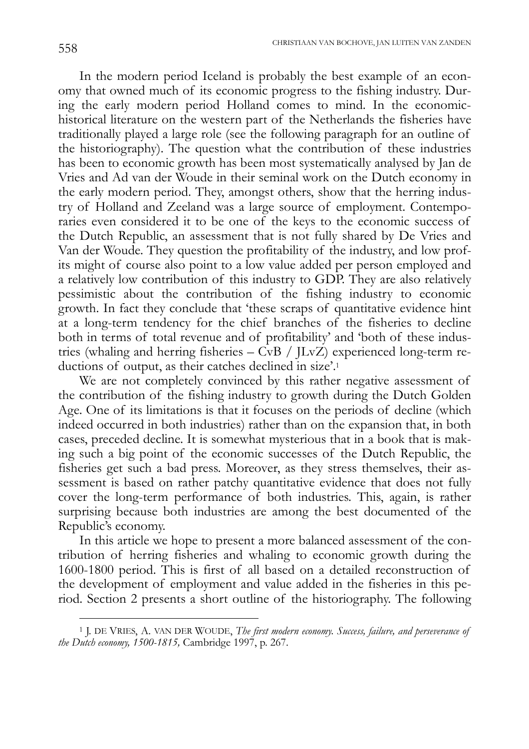In the modern period Iceland is probably the best example of an economy that owned much of its economic progress to the fishing industry. During the early modern period Holland comes to mind. In the economic-historical literature on the western part of the Netherlands the fisheries have traditionally played a large role (see the following paragraph for an outline of the historiography). The question what the contribution of these industries has been to economic growth has been most systematically analysed by Jan de Vries and Ad van der Woude in their seminal work on the Dutch economy in the early modern period. They, amongst others, show that the herring industry of Holland and Zeeland was a large source of employment. Contemporaries even considered it to be one of the keys to the economic success of the Dutch Republic, an assessment that is not fully shared by De Vries and Van der Woude. They question the profitability of the industry, and low profits might of course also point to a low value added per person employed and a relatively low contribution of this industry to GDP. They are also relatively pessimistic about the contribution of the fishing industry to economic growth. In fact they conclude that 'these scraps of quantitative evidence hint at a long-term tendency for the chief branches of the fisheries to decline both in terms of total revenue and of profitability' and 'both of these industries (whaling and herring fisheries – CvB / JLvZ) experienced long-term reductions of output, as their catches declined in size'.[1]

We are not completely convinced by this rather negative assessment of the contribution of the fishing industry to growth during the Dutch Golden Age. One of its limitations is that it focuses on the periods of decline (which indeed occurred in both industries) rather than on the expansion that, in both cases, preceded decline. It is somewhat mysterious that in a book that is making such a big point of the economic successes of the Dutch Republic, the fisheries get such a bad press. Moreover, as they stress themselves, their assessment is based on rather patchy quantitative evidence that does not fully cover the long-term performance of both industries. This, again, is rather surprising because both industries are among the best documented of the Republic's economy.

In this article we hope to present a more balanced assessment of the contribution of herring fisheries and whaling to economic growth during the 1600-1800 period. This is first of all based on a detailed reconstruction of the development of employment and value added in the fisheries in this period. Section 2 presents a short outline of the historiography. The following

---

[1] J. DE VRIES, A. VAN DER WOUDE, *The first modern economy. Success, failure, and perseverance of the Dutch economy, 1500-1815,* Cambridge 1997, p. 267.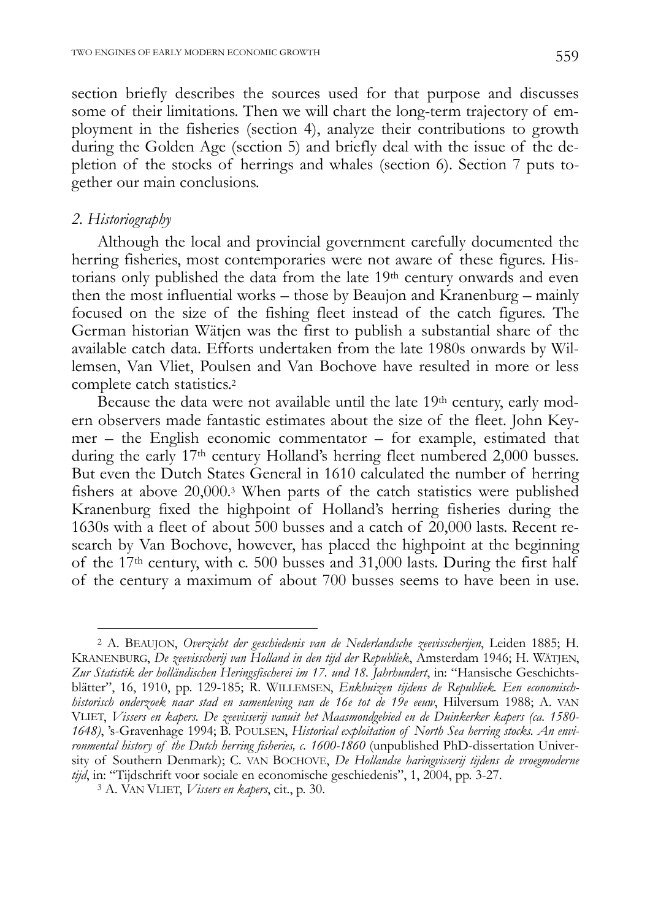section briefly describes the sources used for that purpose and discusses some of their limitations. Then we will chart the long-term trajectory of employment in the fisheries (section 4), analyze their contributions to growth during the Golden Age (section 5) and briefly deal with the issue of the depletion of the stocks of herrings and whales (section 6). Section 7 puts together our main conclusions.

## *2. Historiography*

Although the local and provincial government carefully documented the herring fisheries, most contemporaries were not aware of these figures. Historians only published the data from the late 19th century onwards and even then the most influential works – those by Beaujon and Kranenburg – mainly focused on the size of the fishing fleet instead of the catch figures. The German historian Wätjen was the first to publish a substantial share of the available catch data. Efforts undertaken from the late 1980s onwards by Willemsen, Van Vliet, Poulsen and Van Bochove have resulted in more or less complete catch statistics.[2]

Because the data were not available until the late 19th century, early modern observers made fantastic estimates about the size of the fleet. John Keymer – the English economic commentator – for example, estimated that during the early 17th century Holland's herring fleet numbered 2,000 busses. But even the Dutch States General in 1610 calculated the number of herring fishers at above 20,000.[3] When parts of the catch statistics were published Kranenburg fixed the highpoint of Holland's herring fisheries during the 1630s with a fleet of about 500 busses and a catch of 20,000 lasts. Recent research by Van Bochove, however, has placed the highpoint at the beginning of the 17th century, with c. 500 busses and 31,000 lasts. During the first half of the century a maximum of about 700 busses seems to have been in use.

---

[2] A. BEAUJON, *Overzicht der geschiedenis van de Nederlandsche zeevisscherijen*, Leiden 1885; H. KRANENBURG, *De zeevisscherij van Holland in den tijd der Republiek*, Amsterdam 1946; H. WÄTJEN, *Zur Statistik der holländischen Heringsfischerei im 17. und 18. Jahrhundert*, in: "Hansische Geschichtsblätter", 16, 1910, pp. 129-185; R. WILLEMSEN, *Enkhuizen tijdens de Republiek. Een economisch-historisch onderzoek naar stad en samenleving van de 16e tot de 19e eeuw*, Hilversum 1988; A. VAN VLIET, *Vissers en kapers. De zeevisserij vanuit het Maasmondgebied en de Duinkerker kapers (ca. 1580-1648)*, 's-Gravenhage 1994; B. POULSEN, *Historical exploitation of North Sea herring stocks. An environmental history of the Dutch herring fisheries, c. 1600-1860* (unpublished PhD-dissertation University of Southern Denmark); C. VAN BOCHOVE, *De Hollandse haringvisserij tijdens de vroegmoderne tijd*, in: "Tijdschrift voor sociale en economische geschiedenis", 1, 2004, pp. 3-27.

[3] A. VAN VLIET, *Vissers en kapers*, cit., p. 30.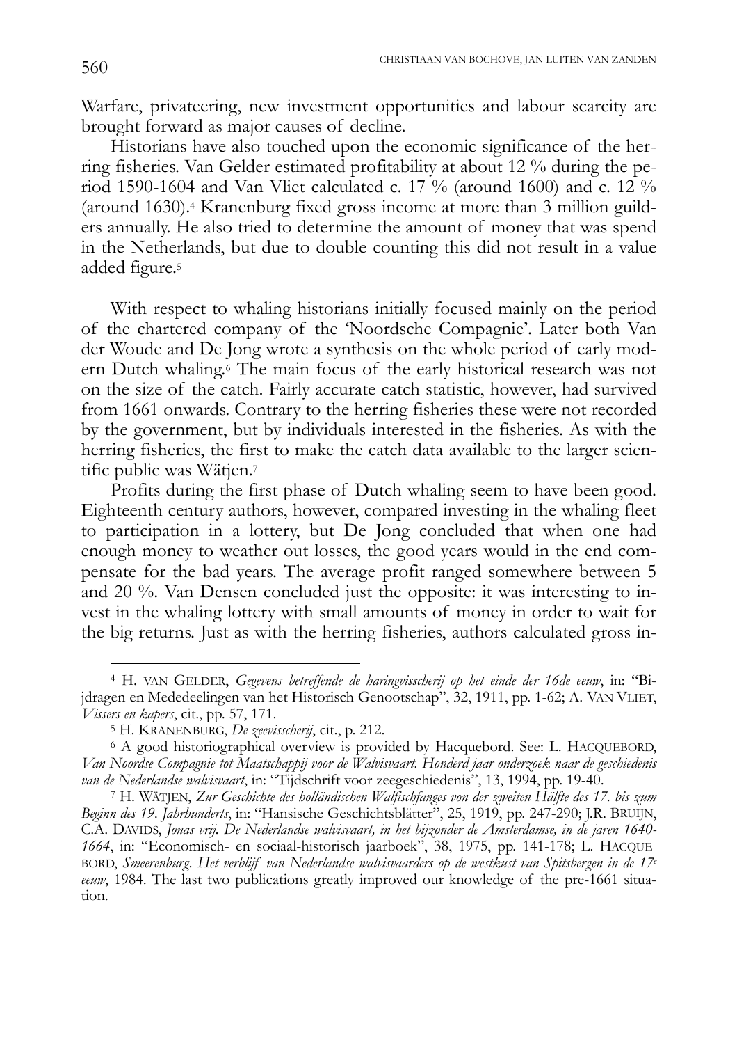Warfare, privateering, new investment opportunities and labour scarcity are brought forward as major causes of decline.

Historians have also touched upon the economic significance of the herring fisheries. Van Gelder estimated profitability at about 12 % during the period 1590-1604 and Van Vliet calculated c. 17 % (around 1600) and c. 12 % (around 1630).[4] Kranenburg fixed gross income at more than 3 million guilders annually. He also tried to determine the amount of money that was spend in the Netherlands, but due to double counting this did not result in a value added figure.[5]

With respect to whaling historians initially focused mainly on the period of the chartered company of the 'Noordsche Compagnie'. Later both Van der Woude and De Jong wrote a synthesis on the whole period of early modern Dutch whaling.[6] The main focus of the early historical research was not on the size of the catch. Fairly accurate catch statistic, however, had survived from 1661 onwards. Contrary to the herring fisheries these were not recorded by the government, but by individuals interested in the fisheries. As with the herring fisheries, the first to make the catch data available to the larger scientific public was Wätjen.[7]

Profits during the first phase of Dutch whaling seem to have been good. Eighteenth century authors, however, compared investing in the whaling fleet to participation in a lottery, but De Jong concluded that when one had enough money to weather out losses, the good years would in the end compensate for the bad years. The average profit ranged somewhere between 5 and 20 %. Van Densen concluded just the opposite: it was interesting to invest in the whaling lottery with small amounts of money in order to wait for the big returns. Just as with the herring fisheries, authors calculated gross in-

---

[4] H. van Gelder, *Gegevens betreffende de haringvisscherij op het einde der 16de eeuw*, in: "Bijdragen en Mededeelingen van het Historisch Genootschap", 32, 1911, pp. 1-62; A. Van Vliet, *Vissers en kapers*, cit., pp. 57, 171.

[5] H. Kranenburg, *De zeevisscherij*, cit., p. 212.

[6] A good historiographical overview is provided by Hacquebord. See: L. Hacquebord, *Van Noordse Compagnie tot Maatschappij voor de Walvisvaart. Honderd jaar onderzoek naar de geschiedenis van de Nederlandse walvisvaart*, in: "Tijdschrift voor zeegeschiedenis", 13, 1994, pp. 19-40.

[7] H. Wätjen, *Zur Geschichte des holländischen Walfischfanges von der zweiten Hälfte des 17. bis zum Beginn des 19. Jahrhunderts*, in: "Hansische Geschichtsblätter", 25, 1919, pp. 247-290; J.R. Bruijn, C.A. Davids, *Jonas vrij. De Nederlandse walvisvaart, in het bijzonder de Amsterdamse, in de jaren 1640-1664*, in: "Economisch- en sociaal-historisch jaarboek", 38, 1975, pp. 141-178; L. Hacquebord, *Smeerenburg. Het verblijf van Nederlandse walvisvaarders op de westkust van Spitsbergen in de 17e eeuw*, 1984. The last two publications greatly improved our knowledge of the pre-1661 situation.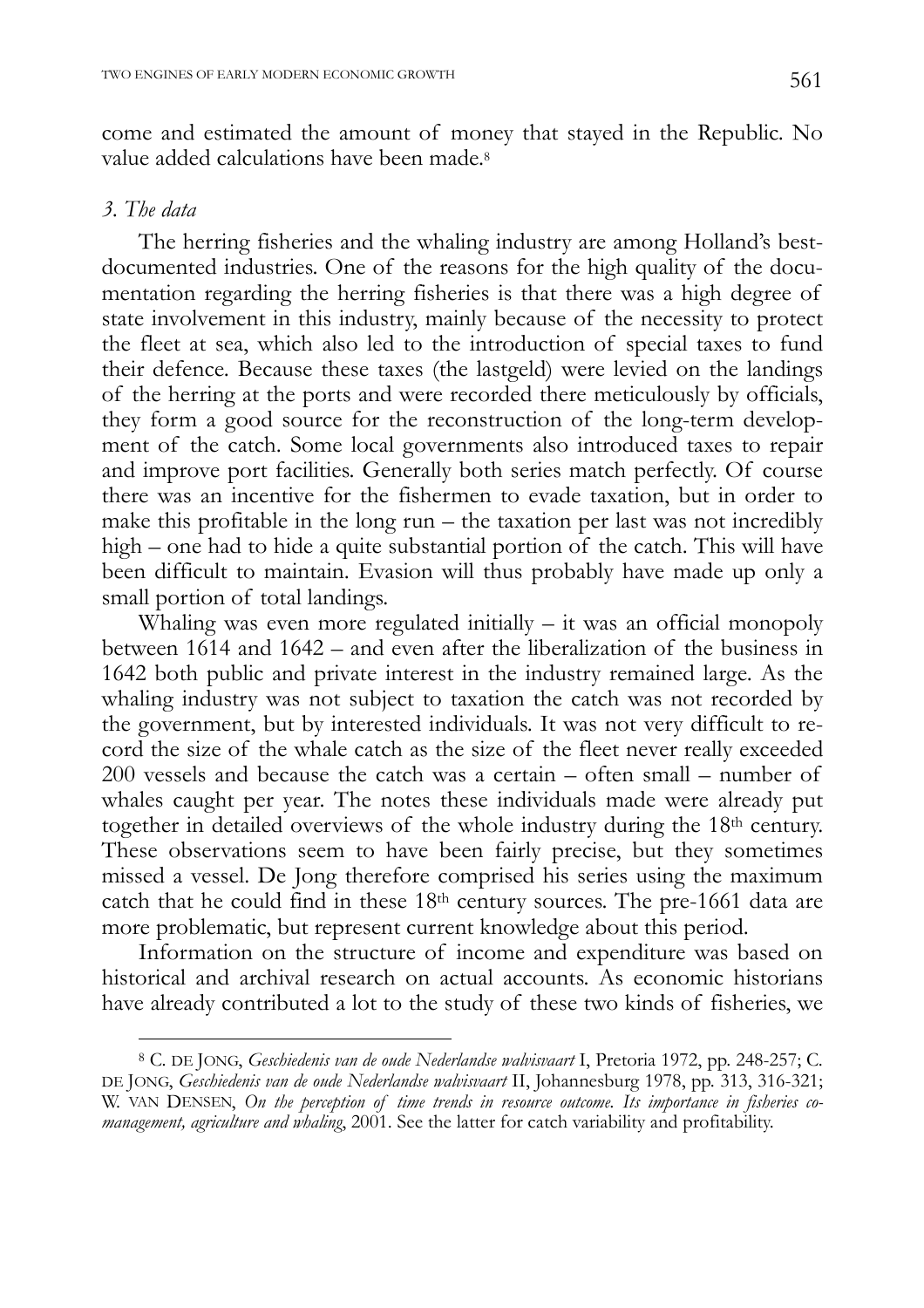come and estimated the amount of money that stayed in the Republic. No value added calculations have been made.[8]

### *3. The data*

The herring fisheries and the whaling industry are among Holland's best-documented industries. One of the reasons for the high quality of the documentation regarding the herring fisheries is that there was a high degree of state involvement in this industry, mainly because of the necessity to protect the fleet at sea, which also led to the introduction of special taxes to fund their defence. Because these taxes (the lastgeld) were levied on the landings of the herring at the ports and were recorded there meticulously by officials, they form a good source for the reconstruction of the long-term development of the catch. Some local governments also introduced taxes to repair and improve port facilities. Generally both series match perfectly. Of course there was an incentive for the fishermen to evade taxation, but in order to make this profitable in the long run – the taxation per last was not incredibly high – one had to hide a quite substantial portion of the catch. This will have been difficult to maintain. Evasion will thus probably have made up only a small portion of total landings.

Whaling was even more regulated initially – it was an official monopoly between 1614 and 1642 – and even after the liberalization of the business in 1642 both public and private interest in the industry remained large. As the whaling industry was not subject to taxation the catch was not recorded by the government, but by interested individuals. It was not very difficult to record the size of the whale catch as the size of the fleet never really exceeded 200 vessels and because the catch was a certain – often small – number of whales caught per year. The notes these individuals made were already put together in detailed overviews of the whole industry during the 18th century. These observations seem to have been fairly precise, but they sometimes missed a vessel. De Jong therefore comprised his series using the maximum catch that he could find in these 18th century sources. The pre-1661 data are more problematic, but represent current knowledge about this period.

Information on the structure of income and expenditure was based on historical and archival research on actual accounts. As economic historians have already contributed a lot to the study of these two kinds of fisheries, we

---

[8] C. DE JONG, *Geschiedenis van de oude Nederlandse walvisvaart* I, Pretoria 1972, pp. 248-257; C. DE JONG, *Geschiedenis van de oude Nederlandse walvisvaart* II, Johannesburg 1978, pp. 313, 316-321; W. VAN DENSEN, *On the perception of time trends in resource outcome. Its importance in fisheries co-management, agriculture and whaling*, 2001. See the latter for catch variability and profitability.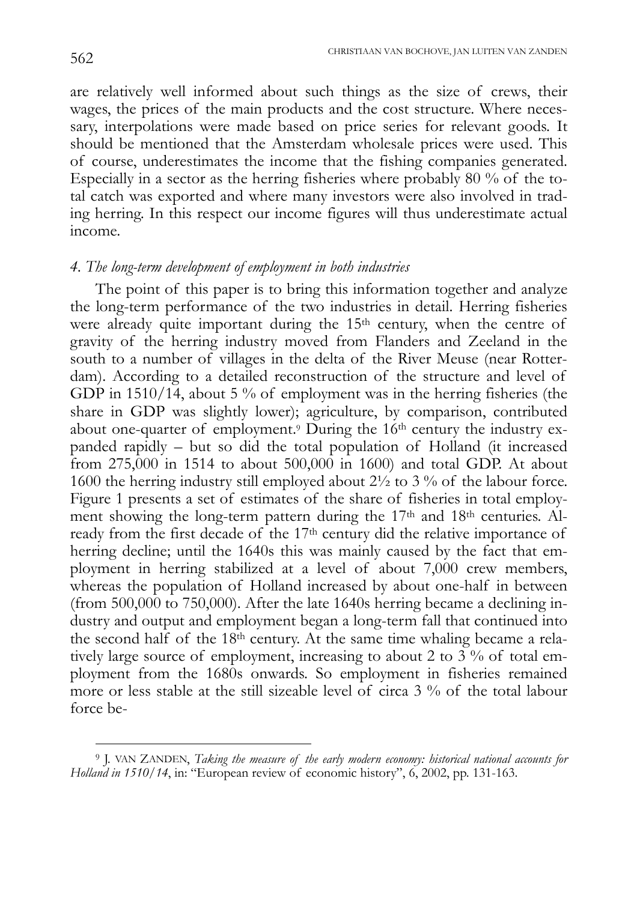are relatively well informed about such things as the size of crews, their wages, the prices of the main products and the cost structure. Where necessary, interpolations were made based on price series for relevant goods. It should be mentioned that the Amsterdam wholesale prices were used. This of course, underestimates the income that the fishing companies generated. Especially in a sector as the herring fisheries where probably 80 % of the total catch was exported and where many investors were also involved in trading herring. In this respect our income figures will thus underestimate actual income.

### *4. The long-term development of employment in both industries*

The point of this paper is to bring this information together and analyze the long-term performance of the two industries in detail. Herring fisheries were already quite important during the 15th century, when the centre of gravity of the herring industry moved from Flanders and Zeeland in the south to a number of villages in the delta of the River Meuse (near Rotterdam). According to a detailed reconstruction of the structure and level of GDP in 1510/14, about 5 % of employment was in the herring fisheries (the share in GDP was slightly lower); agriculture, by comparison, contributed about one-quarter of employment.[9] During the 16th century the industry expanded rapidly – but so did the total population of Holland (it increased from 275,000 in 1514 to about 500,000 in 1600) and total GDP. At about 1600 the herring industry still employed about 2½ to 3 % of the labour force. Figure 1 presents a set of estimates of the share of fisheries in total employment showing the long-term pattern during the 17th and 18th centuries. Already from the first decade of the 17th century did the relative importance of herring decline; until the 1640s this was mainly caused by the fact that employment in herring stabilized at a level of about 7,000 crew members, whereas the population of Holland increased by about one-half in between (from 500,000 to 750,000). After the late 1640s herring became a declining industry and output and employment began a long-term fall that continued into the second half of the 18th century. At the same time whaling became a relatively large source of employment, increasing to about 2 to 3 % of total employment from the 1680s onwards. So employment in fisheries remained more or less stable at the still sizeable level of circa 3 % of the total labour force be-

---

[9] J. VAN ZANDEN, *Taking the measure of the early modern economy: historical national accounts for Holland in 1510/14*, in: "European review of economic history", 6, 2002, pp. 131-163.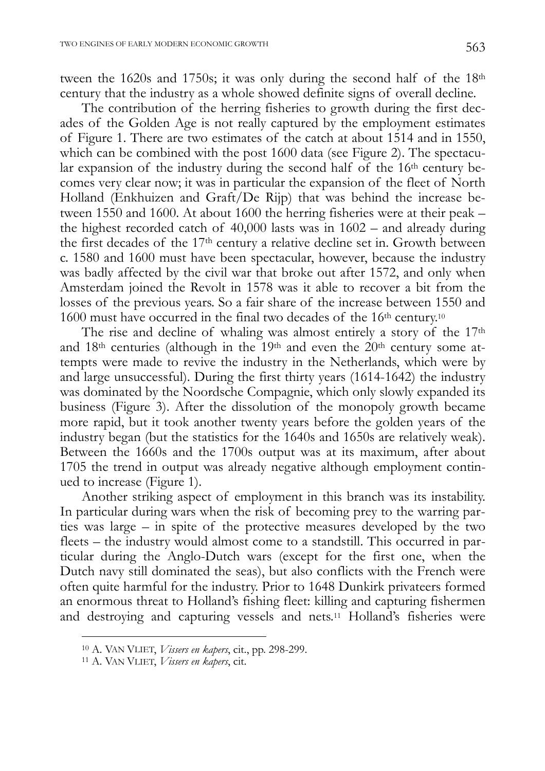tween the 1620s and 1750s; it was only during the second half of the 18th century that the industry as a whole showed definite signs of overall decline.

The contribution of the herring fisheries to growth during the first decades of the Golden Age is not really captured by the employment estimates of Figure 1. There are two estimates of the catch at about 1514 and in 1550, which can be combined with the post 1600 data (see Figure 2). The spectacular expansion of the industry during the second half of the 16th century becomes very clear now; it was in particular the expansion of the fleet of North Holland (Enkhuizen and Graft/De Rijp) that was behind the increase between 1550 and 1600. At about 1600 the herring fisheries were at their peak – the highest recorded catch of 40,000 lasts was in 1602 – and already during the first decades of the 17th century a relative decline set in. Growth between c. 1580 and 1600 must have been spectacular, however, because the industry was badly affected by the civil war that broke out after 1572, and only when Amsterdam joined the Revolt in 1578 was it able to recover a bit from the losses of the previous years. So a fair share of the increase between 1550 and 1600 must have occurred in the final two decades of the 16th century.[10]

The rise and decline of whaling was almost entirely a story of the 17th and 18th centuries (although in the 19th and even the 20th century some attempts were made to revive the industry in the Netherlands, which were by and large unsuccessful). During the first thirty years (1614-1642) the industry was dominated by the Noordsche Compagnie, which only slowly expanded its business (Figure 3). After the dissolution of the monopoly growth became more rapid, but it took another twenty years before the golden years of the industry began (but the statistics for the 1640s and 1650s are relatively weak). Between the 1660s and the 1700s output was at its maximum, after about 1705 the trend in output was already negative although employment continued to increase (Figure 1).

Another striking aspect of employment in this branch was its instability. In particular during wars when the risk of becoming prey to the warring parties was large – in spite of the protective measures developed by the two fleets – the industry would almost come to a standstill. This occurred in particular during the Anglo-Dutch wars (except for the first one, when the Dutch navy still dominated the seas), but also conflicts with the French were often quite harmful for the industry. Prior to 1648 Dunkirk privateers formed an enormous threat to Holland's fishing fleet: killing and capturing fishermen and destroying and capturing vessels and nets.[11] Holland's fisheries were

[10] A. VAN VLIET, *Vissers en kapers*, cit., pp. 298-299.

[11] A. VAN VLIET, *Vissers en kapers*, cit.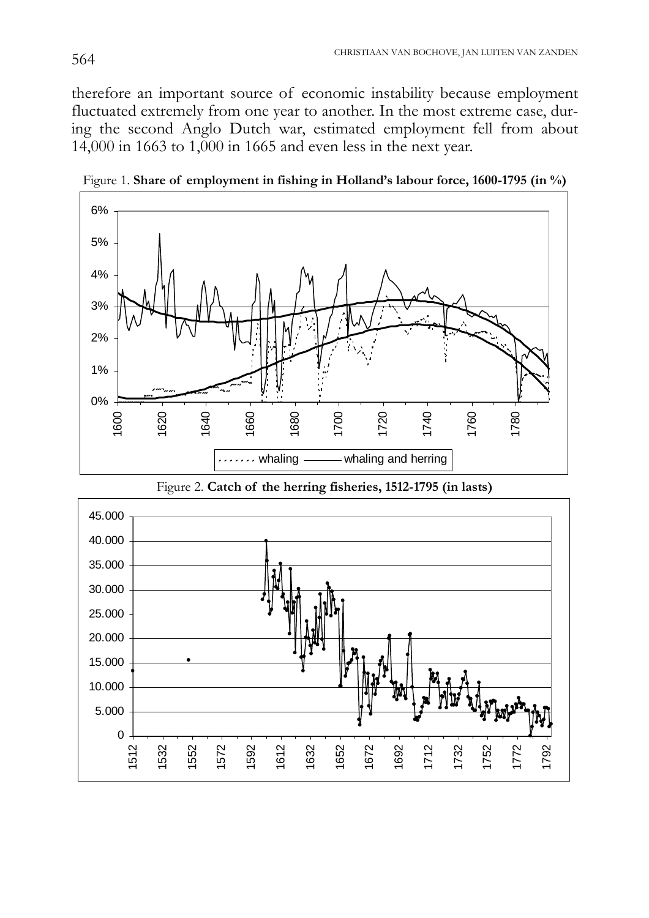therefore an important source of economic instability because employment fluctuated extremely from one year to another. In the most extreme case, during the second Anglo Dutch war, estimated employment fell from about 14,000 in 1663 to 1,000 in 1665 and even less in the next year.

Figure 1. **Share of employment in fishing in Holland's labour force, 1600-1795 (in %)**

Figure 2. **Catch of the herring fisheries, 1512-1795 (in lasts)**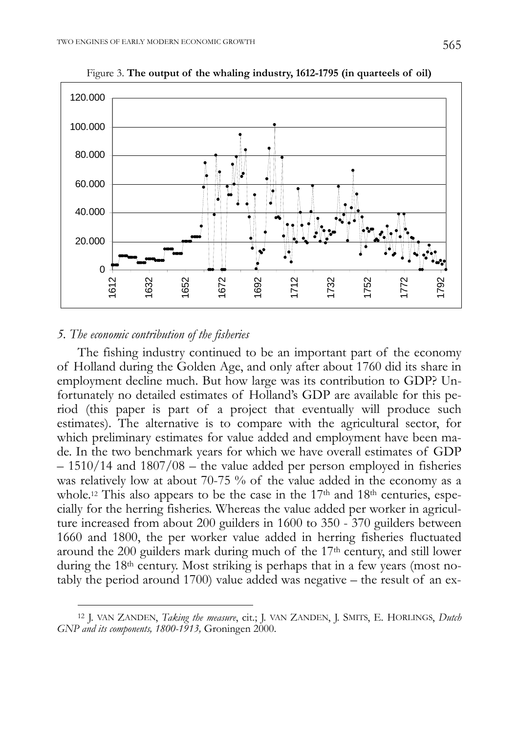Figure 3. **The output of the whaling industry, 1612-1795 (in quarteels of oil)**

## *5. The economic contribution of the fisheries*

The fishing industry continued to be an important part of the economy of Holland during the Golden Age, and only after about 1760 did its share in employment decline much. But how large was its contribution to GDP? Unfortunately no detailed estimates of Holland's GDP are available for this period (this paper is part of a project that eventually will produce such estimates). The alternative is to compare with the agricultural sector, for which preliminary estimates for value added and employment have been made. In the two benchmark years for which we have overall estimates of GDP – 1510/14 and 1807/08 – the value added per person employed in fisheries was relatively low at about 70-75 % of the value added in the economy as a whole.[12] This also appears to be the case in the 17th and 18th centuries, especially for the herring fisheries. Whereas the value added per worker in agriculture increased from about 200 guilders in 1600 to 350 - 370 guilders between 1660 and 1800, the per worker value added in herring fisheries fluctuated around the 200 guilders mark during much of the 17th century, and still lower during the 18th century. Most striking is perhaps that in a few years (most notably the period around 1700) value added was negative – the result of an ex-

[12] J. VAN ZANDEN, *Taking the measure*, cit.; J. VAN ZANDEN, J. SMITS, E. HORLINGS, *Dutch GNP and its components, 1800-1913,* Groningen 2000.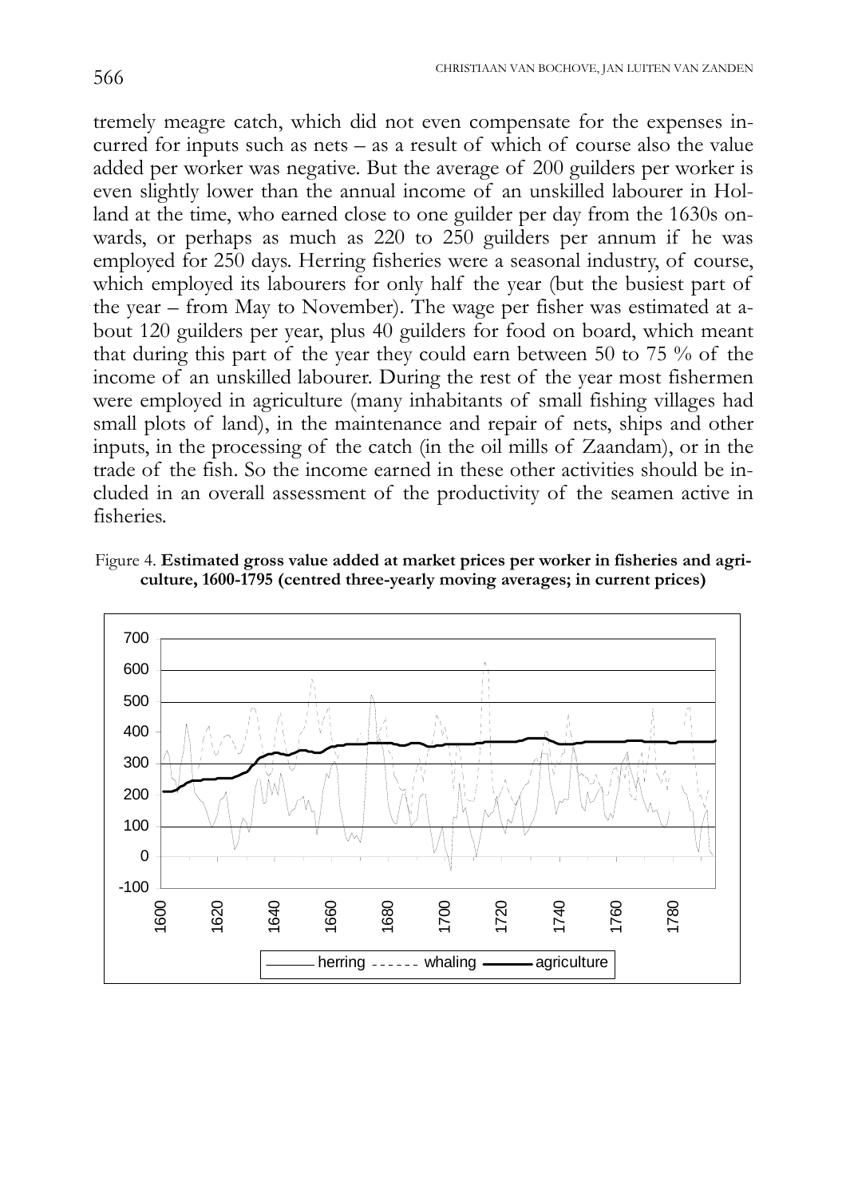tremely meagre catch, which did not even compensate for the expenses incurred for inputs such as nets – as a result of which of course also the value added per worker was negative. But the average of 200 guilders per worker is even slightly lower than the annual income of an unskilled labourer in Holland at the time, who earned close to one guilder per day from the 1630s onwards, or perhaps as much as 220 to 250 guilders per annum if he was employed for 250 days. Herring fisheries were a seasonal industry, of course, which employed its labourers for only half the year (but the busiest part of the year – from May to November). The wage per fisher was estimated at about 120 guilders per year, plus 40 guilders for food on board, which meant that during this part of the year they could earn between 50 to 75 % of the income of an unskilled labourer. During the rest of the year most fishermen were employed in agriculture (many inhabitants of small fishing villages had small plots of land), in the maintenance and repair of nets, ships and other inputs, in the processing of the catch (in the oil mills of Zaandam), or in the trade of the fish. So the income earned in these other activities should be included in an overall assessment of the productivity of the seamen active in fisheries.

Figure 4. **Estimated gross value added at market prices per worker in fisheries and agriculture, 1600-1795 (centred three-yearly moving averages; in current prices)**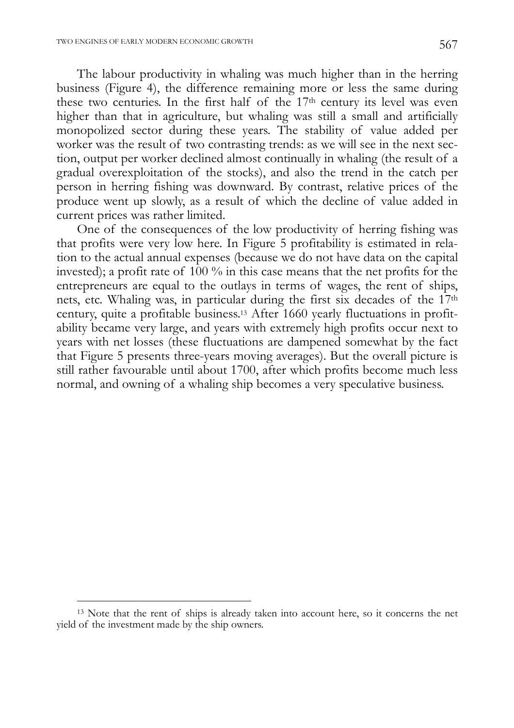The labour productivity in whaling was much higher than in the herring business (Figure 4), the difference remaining more or less the same during these two centuries. In the first half of the 17th century its level was even higher than that in agriculture, but whaling was still a small and artificially monopolized sector during these years. The stability of value added per worker was the result of two contrasting trends: as we will see in the next section, output per worker declined almost continually in whaling (the result of a gradual overexploitation of the stocks), and also the trend in the catch per person in herring fishing was downward. By contrast, relative prices of the produce went up slowly, as a result of which the decline of value added in current prices was rather limited.

One of the consequences of the low productivity of herring fishing was that profits were very low here. In Figure 5 profitability is estimated in relation to the actual annual expenses (because we do not have data on the capital invested); a profit rate of 100 % in this case means that the net profits for the entrepreneurs are equal to the outlays in terms of wages, the rent of ships, nets, etc. Whaling was, in particular during the first six decades of the 17th century, quite a profitable business.[13] After 1660 yearly fluctuations in profitability became very large, and years with extremely high profits occur next to years with net losses (these fluctuations are dampened somewhat by the fact that Figure 5 presents three-years moving averages). But the overall picture is still rather favourable until about 1700, after which profits become much less normal, and owning of a whaling ship becomes a very speculative business.

---

[13] Note that the rent of ships is already taken into account here, so it concerns the net yield of the investment made by the ship owners.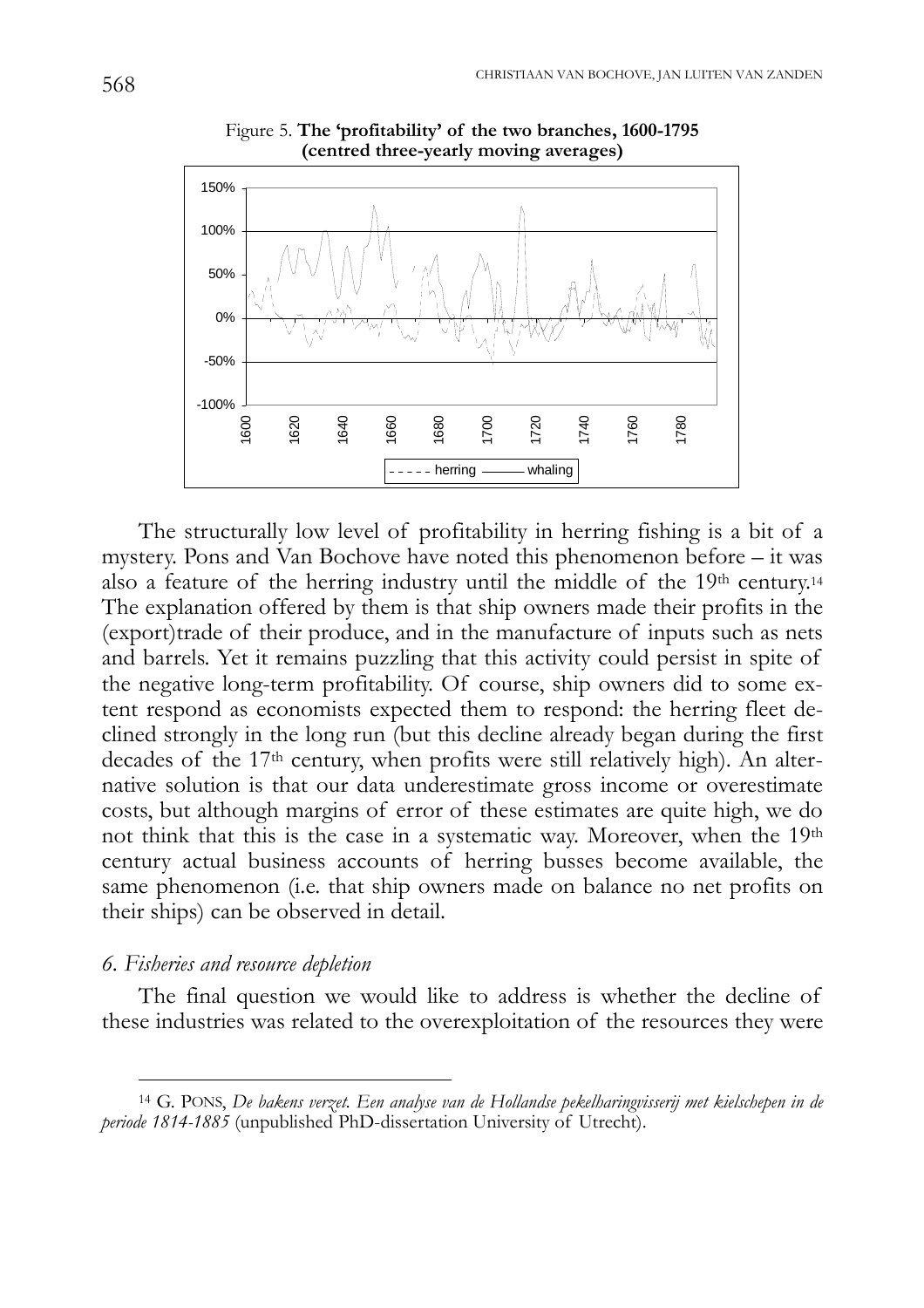Figure 5. **The 'profitability' of the two branches, 1600-1795 (centred three-yearly moving averages)**

The structurally low level of profitability in herring fishing is a bit of a mystery. Pons and Van Bochove have noted this phenomenon before – it was also a feature of the herring industry until the middle of the 19th century.[14] The explanation offered by them is that ship owners made their profits in the (export)trade of their produce, and in the manufacture of inputs such as nets and barrels. Yet it remains puzzling that this activity could persist in spite of the negative long-term profitability. Of course, ship owners did to some extent respond as economists expected them to respond: the herring fleet declined strongly in the long run (but this decline already began during the first decades of the 17th century, when profits were still relatively high). An alternative solution is that our data underestimate gross income or overestimate costs, but although margins of error of these estimates are quite high, we do not think that this is the case in a systematic way. Moreover, when the 19th century actual business accounts of herring busses become available, the same phenomenon (i.e. that ship owners made on balance no net profits on their ships) can be observed in detail.

### *6. Fisheries and resource depletion*

The final question we would like to address is whether the decline of these industries was related to the overexploitation of the resources they were

---

[14] G. PONS, *De bakens verzet. Een analyse van de Hollandse pekelharingvisserij met kielschepen in de periode 1814-1885* (unpublished PhD-dissertation University of Utrecht).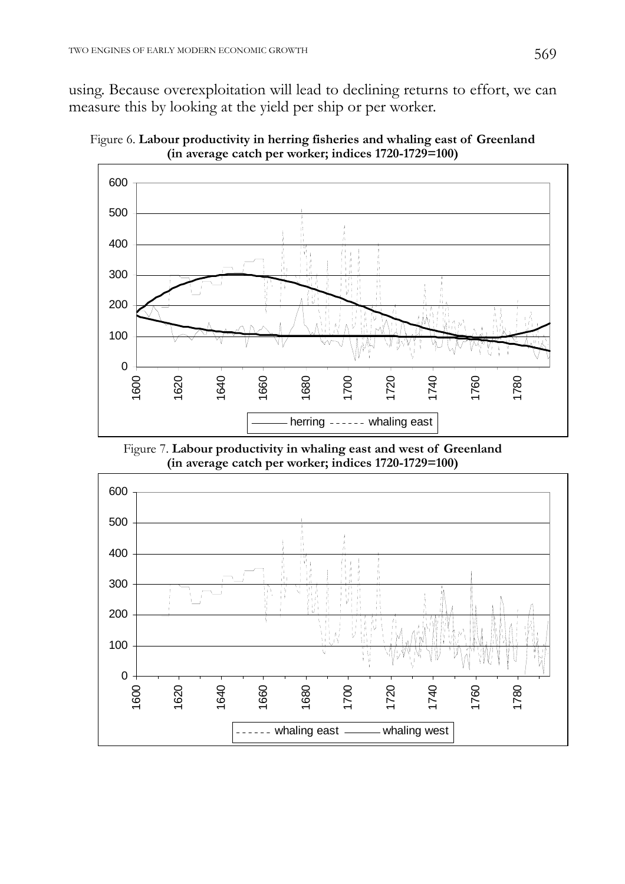using. Because overexploitation will lead to declining returns to effort, we can measure this by looking at the yield per ship or per worker.

Figure 6. **Labour productivity in herring fisheries and whaling east of Greenland (in average catch per worker; indices 1720-1729=100)**

Figure 7. **Labour productivity in whaling east and west of Greenland (in average catch per worker; indices 1720-1729=100)**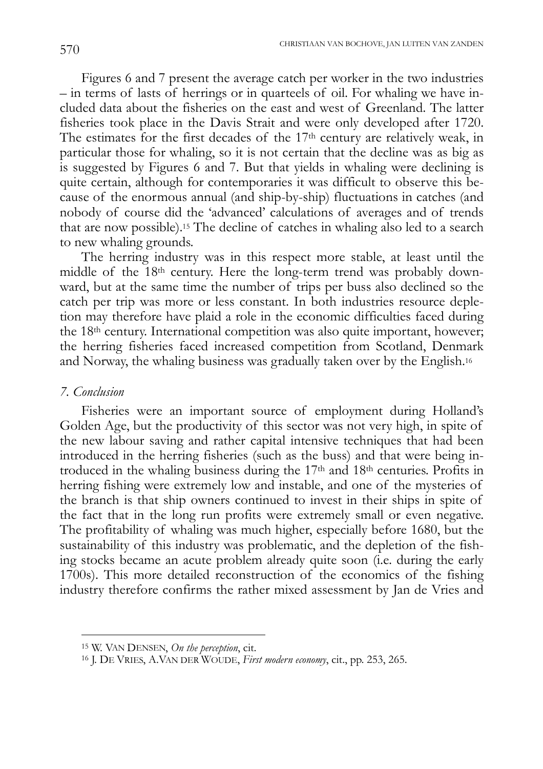Figures 6 and 7 present the average catch per worker in the two industries – in terms of lasts of herrings or in quarteels of oil. For whaling we have included data about the fisheries on the east and west of Greenland. The latter fisheries took place in the Davis Strait and were only developed after 1720. The estimates for the first decades of the 17th century are relatively weak, in particular those for whaling, so it is not certain that the decline was as big as is suggested by Figures 6 and 7. But that yields in whaling were declining is quite certain, although for contemporaries it was difficult to observe this because of the enormous annual (and ship-by-ship) fluctuations in catches (and nobody of course did the 'advanced' calculations of averages and of trends that are now possible).[15] The decline of catches in whaling also led to a search to new whaling grounds.

The herring industry was in this respect more stable, at least until the middle of the 18th century. Here the long-term trend was probably downward, but at the same time the number of trips per buss also declined so the catch per trip was more or less constant. In both industries resource depletion may therefore have plaid a role in the economic difficulties faced during the 18th century. International competition was also quite important, however; the herring fisheries faced increased competition from Scotland, Denmark and Norway, the whaling business was gradually taken over by the English.[16]

## *7. Conclusion*

Fisheries were an important source of employment during Holland's Golden Age, but the productivity of this sector was not very high, in spite of the new labour saving and rather capital intensive techniques that had been introduced in the herring fisheries (such as the buss) and that were being introduced in the whaling business during the 17th and 18th centuries. Profits in herring fishing were extremely low and instable, and one of the mysteries of the branch is that ship owners continued to invest in their ships in spite of the fact that in the long run profits were extremely small or even negative. The profitability of whaling was much higher, especially before 1680, but the sustainability of this industry was problematic, and the depletion of the fishing stocks became an acute problem already quite soon (i.e. during the early 1700s). This more detailed reconstruction of the economics of the fishing industry therefore confirms the rather mixed assessment by Jan de Vries and

---

[15] W. VAN DENSEN, *On the perception*, cit.

[16] J. DE VRIES, A.VAN DER WOUDE, *First modern economy*, cit., pp. 253, 265.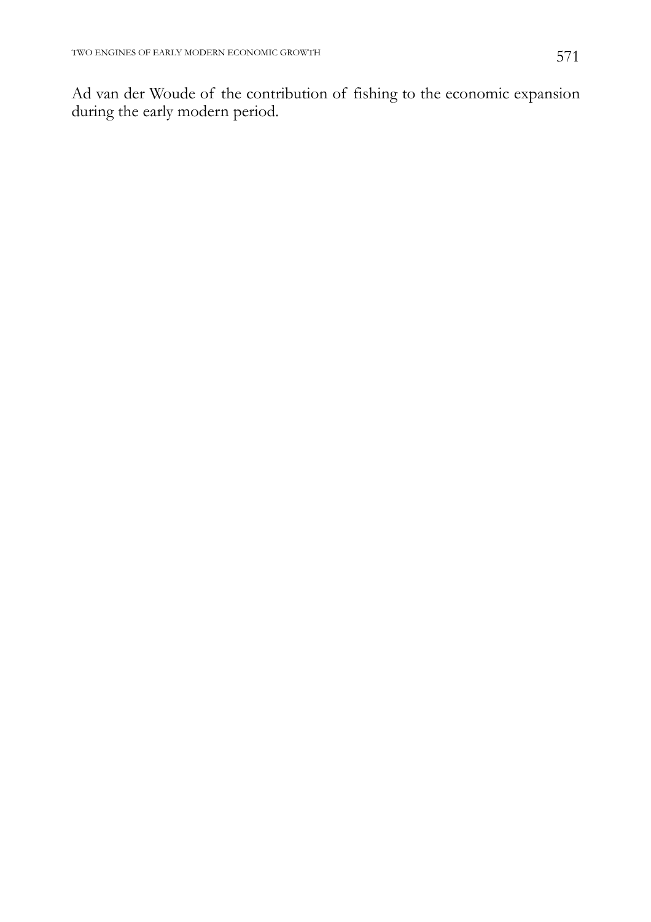Ad van der Woude of the contribution of fishing to the economic expansion during the early modern period.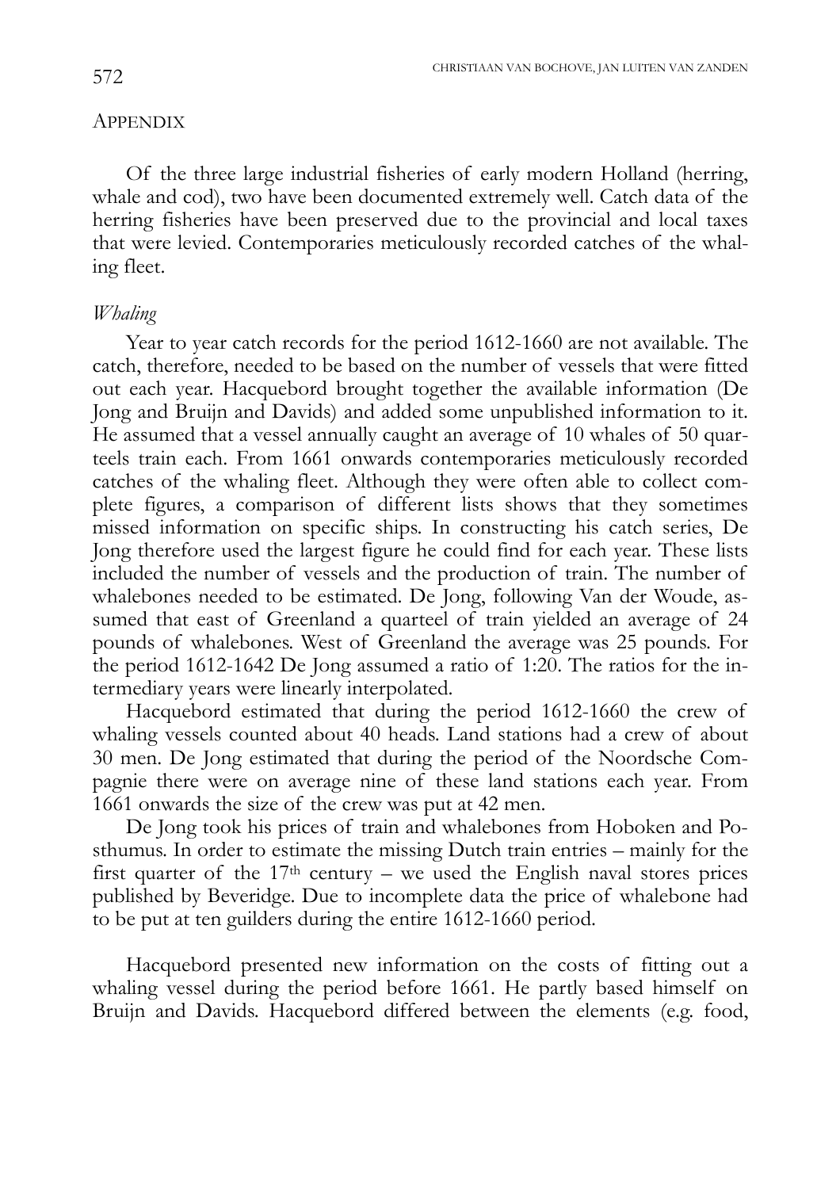## Appendix

Of the three large industrial fisheries of early modern Holland (herring, whale and cod), two have been documented extremely well. Catch data of the herring fisheries have been preserved due to the provincial and local taxes that were levied. Contemporaries meticulously recorded catches of the whaling fleet.

### *Whaling*

Year to year catch records for the period 1612-1660 are not available. The catch, therefore, needed to be based on the number of vessels that were fitted out each year. Hacquebord brought together the available information (De Jong and Bruijn and Davids) and added some unpublished information to it. He assumed that a vessel annually caught an average of 10 whales of 50 quarteels train each. From 1661 onwards contemporaries meticulously recorded catches of the whaling fleet. Although they were often able to collect complete figures, a comparison of different lists shows that they sometimes missed information on specific ships. In constructing his catch series, De Jong therefore used the largest figure he could find for each year. These lists included the number of vessels and the production of train. The number of whalebones needed to be estimated. De Jong, following Van der Woude, assumed that east of Greenland a quarteel of train yielded an average of 24 pounds of whalebones. West of Greenland the average was 25 pounds. For the period 1612-1642 De Jong assumed a ratio of 1:20. The ratios for the intermediary years were linearly interpolated.

Hacquebord estimated that during the period 1612-1660 the crew of whaling vessels counted about 40 heads. Land stations had a crew of about 30 men. De Jong estimated that during the period of the Noordsche Compagnie there were on average nine of these land stations each year. From 1661 onwards the size of the crew was put at 42 men.

De Jong took his prices of train and whalebones from Hoboken and Posthumus. In order to estimate the missing Dutch train entries – mainly for the first quarter of the 17th century – we used the English naval stores prices published by Beveridge. Due to incomplete data the price of whalebone had to be put at ten guilders during the entire 1612-1660 period.

Hacquebord presented new information on the costs of fitting out a whaling vessel during the period before 1661. He partly based himself on Bruijn and Davids. Hacquebord differed between the elements (e.g. food,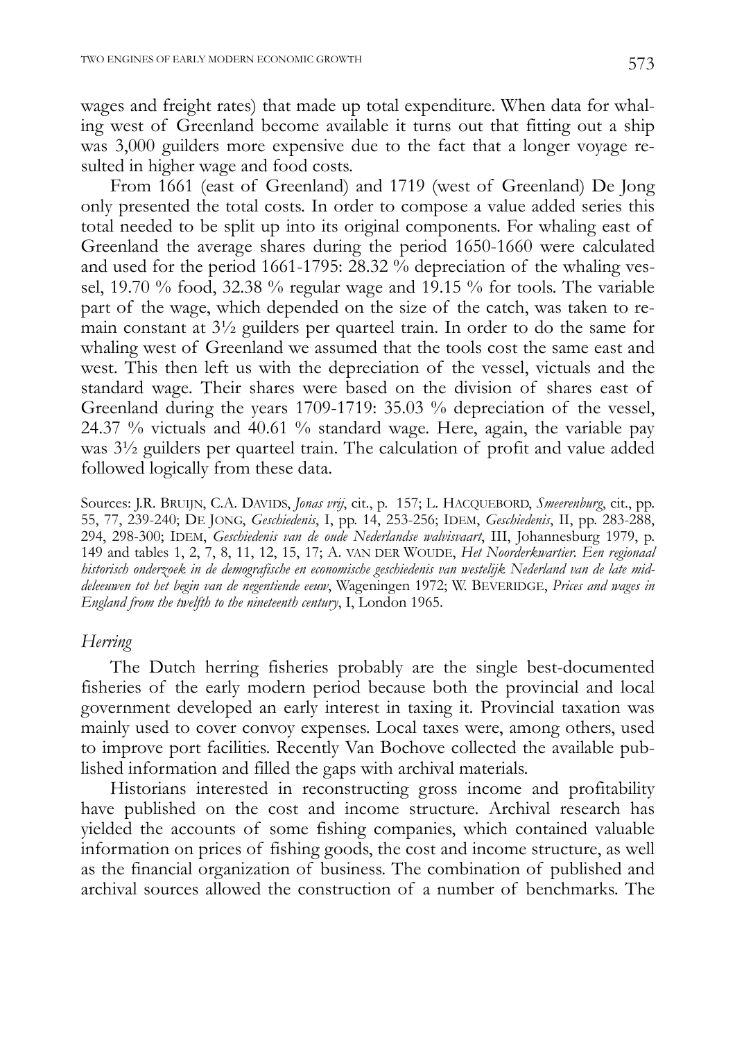wages and freight rates) that made up total expenditure. When data for whaling west of Greenland become available it turns out that fitting out a ship was 3,000 guilders more expensive due to the fact that a longer voyage resulted in higher wage and food costs.

From 1661 (east of Greenland) and 1719 (west of Greenland) De Jong only presented the total costs. In order to compose a value added series this total needed to be split up into its original components. For whaling east of Greenland the average shares during the period 1650-1660 were calculated and used for the period 1661-1795: 28.32 % depreciation of the whaling vessel, 19.70 % food, 32.38 % regular wage and 19.15 % for tools. The variable part of the wage, which depended on the size of the catch, was taken to remain constant at 3½ guilders per quarteel train. In order to do the same for whaling west of Greenland we assumed that the tools cost the same east and west. This then left us with the depreciation of the vessel, victuals and the standard wage. Their shares were based on the division of shares east of Greenland during the years 1709-1719: 35.03 % depreciation of the vessel, 24.37 % victuals and 40.61 % standard wage. Here, again, the variable pay was 3½ guilders per quarteel train. The calculation of profit and value added followed logically from these data.

Sources: J.R. Bruijn, C.A. Davids, *Jonas vrij*, cit., p. 157; L. Hacquebord, *Smeerenburg*, cit., pp. 55, 77, 239-240; De Jong, *Geschiedenis*, I, pp. 14, 253-256; Idem, *Geschiedenis*, II, pp. 283-288, 294, 298-300; Idem, *Geschiedenis van de oude Nederlandse walvisvaart*, III, Johannesburg 1979, p. 149 and tables 1, 2, 7, 8, 11, 12, 15, 17; A. van der Woude, *Het Noorderkwartier. Een regionaal historisch onderzoek in de demografische en economische geschiedenis van westelijk Nederland van de late middeleeuwen tot het begin van de negentiende eeuw*, Wageningen 1972; W. Beveridge, *Prices and wages in England from the twelfth to the nineteenth century*, I, London 1965.

### *Herring*

The Dutch herring fisheries probably are the single best-documented fisheries of the early modern period because both the provincial and local government developed an early interest in taxing it. Provincial taxation was mainly used to cover convoy expenses. Local taxes were, among others, used to improve port facilities. Recently Van Bochove collected the available published information and filled the gaps with archival materials.

Historians interested in reconstructing gross income and profitability have published on the cost and income structure. Archival research has yielded the accounts of some fishing companies, which contained valuable information on prices of fishing goods, the cost and income structure, as well as the financial organization of business. The combination of published and archival sources allowed the construction of a number of benchmarks. The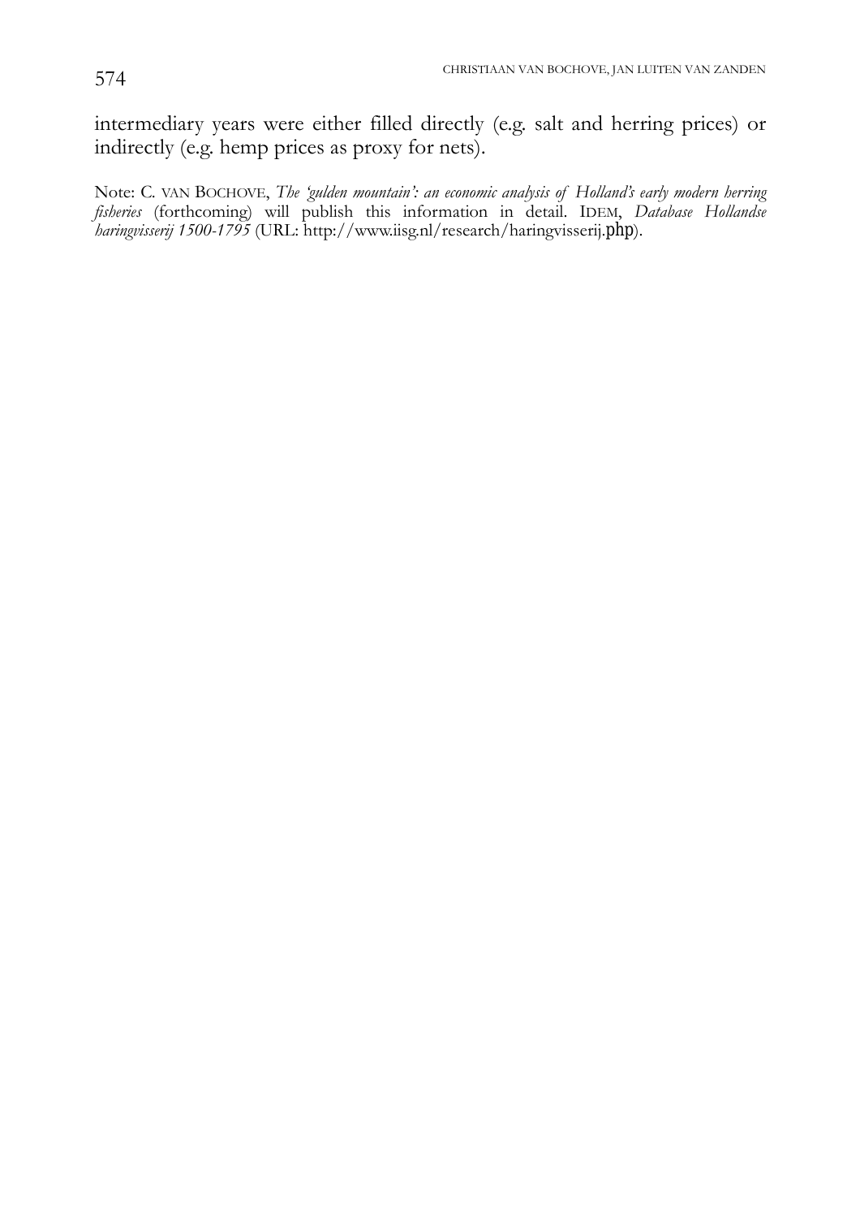intermediary years were either filled directly (e.g. salt and herring prices) or indirectly (e.g. hemp prices as proxy for nets).

Note: C. VAN BOCHOVE, *The 'gulden mountain': an economic analysis of Holland's early modern herring fisheries* (forthcoming) will publish this information in detail. IDEM, *Database Hollandse haringvisserij 1500-1795* (URL: http://www.iisg.nl/research/haringvisserij.php).